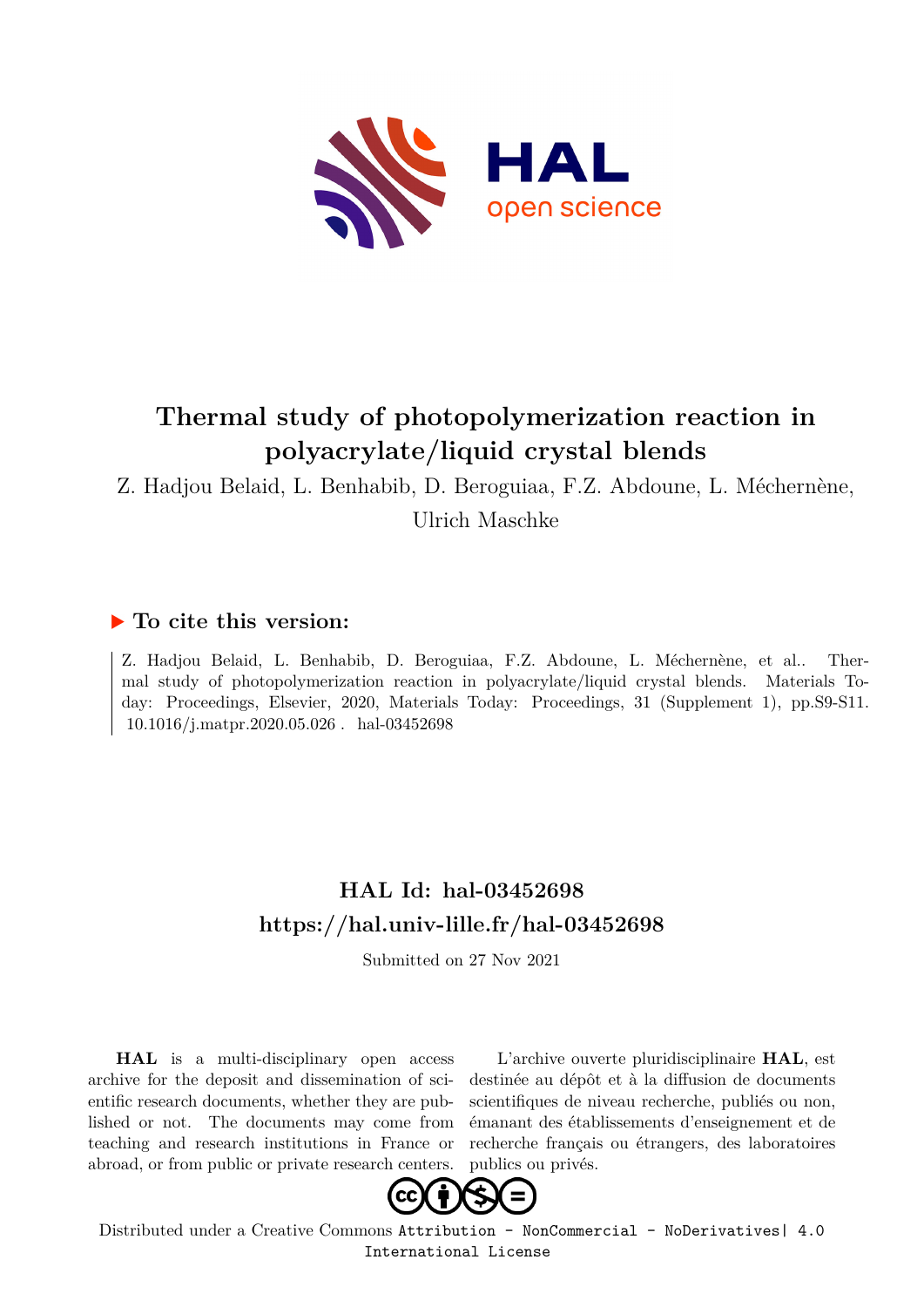# Thermal study of photopolymerization reaction in polyacrylate/liquid crystal blends

Z. Hadjou Belaid, L. Benhabib, D. Beroguiaa, F.Z. Abdoune, L. Méchernène, Ulrich Maschke

## ▶ To cite this version:

Z. Hadjou Belaid, L. Benhabib, D. Beroguiaa, F.Z. Abdoune, L. Méchernène, et al.. Thermal study of photopolymerization reaction in polyacrylate/liquid crystal blends. Materials Today: Proceedings, Elsevier, 2020, Materials Today: Proceedings, 31 (Supplement 1), pp.S9-S11. 10.1016/j.matpr.2020.05.026. hal-03452698

## HAL Id: hal-03452698

## https://hal.univ-lille.fr/hal-03452698

Submitted on 27 Nov 2021

**HAL** is a multi-disciplinary open access archive for the deposit and dissemination of scientific research documents, whether they are published or not. The documents may come from teaching and research institutions in France or abroad, or from public or private research centers.

L'archive ouverte pluridisciplinaire **HAL**, est destinée au dépôt et à la diffusion de documents scientifiques de niveau recherche, publiés ou non, émanant des établissements d'enseignement et de recherche français ou étrangers, des laboratoires publics ou privés.

Distributed under a Creative Commons Attribution - NonCommercial - NoDerivatives| 4.0 International License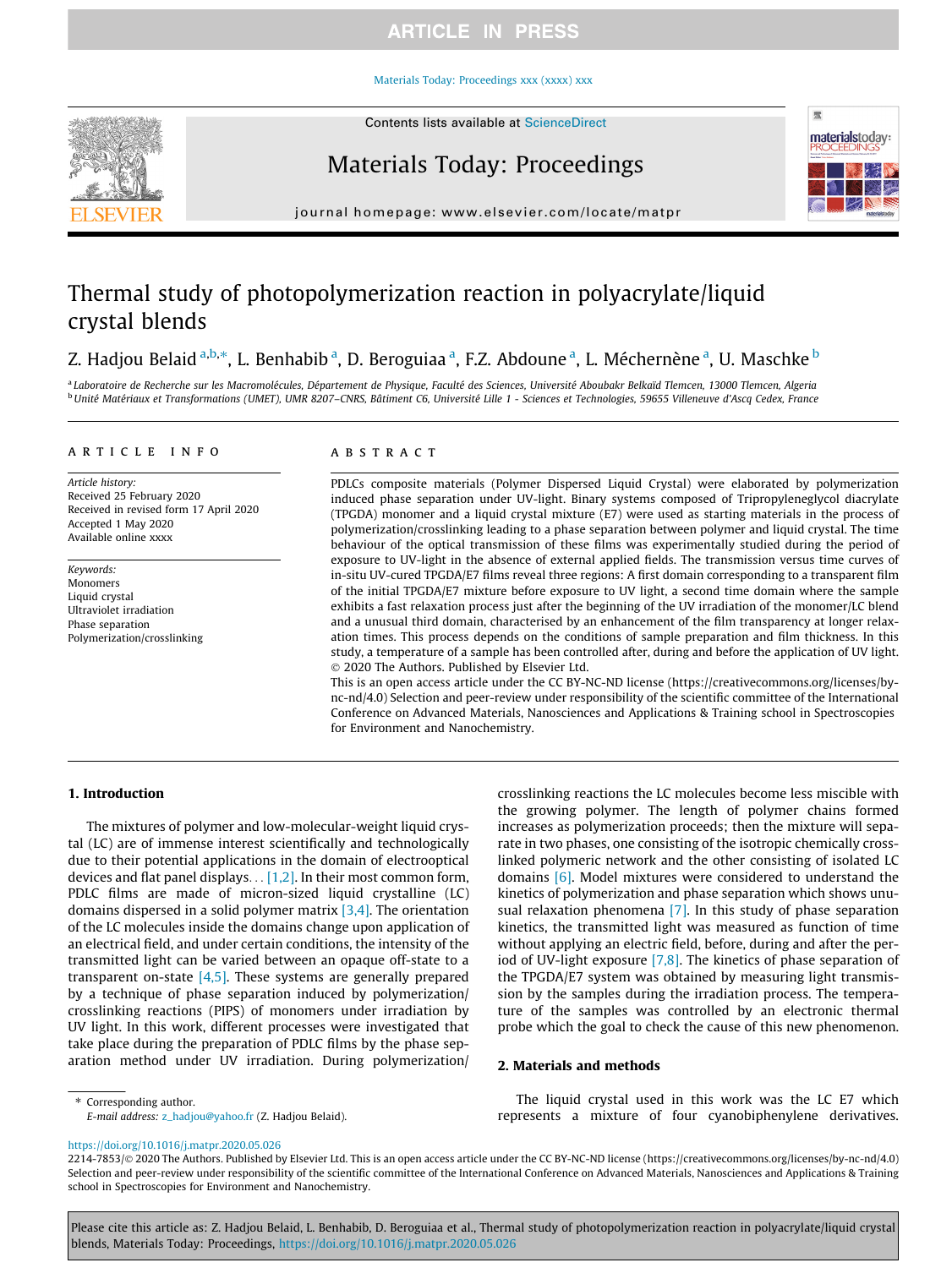# Thermal study of photopolymerization reaction in polyacrylate/liquid crystal blends

Z. Hadjou Belaid [a,b,*], L. Benhabib [a], D. Beroguiaa [a], F.Z. Abdoune [a], L. Méchernène [a], U. Maschke [b]

[a] Laboratoire de Recherche sur les Macromolécules, Département de Physique, Faculté des Sciences, Université Aboubakr Belkaïd Tlemcen, 13000 Tlemcen, Algeria

[b] Unité Matériaux et Transformations (UMET), UMR 8207–CNRS, Bâtiment C6, Université Lille 1 - Sciences et Technologies, 59655 Villeneuve d'Ascq Cedex, France

## ARTICLE INFO

*Article history:*
Received 25 February 2020
Received in revised form 17 April 2020
Accepted 1 May 2020
Available online xxxx

*Keywords:*
Monomers
Liquid crystal
Ultraviolet irradiation
Phase separation
Polymerization/crosslinking

## ABSTRACT

PDLCs composite materials (Polymer Dispersed Liquid Crystal) were elaborated by polymerization induced phase separation under UV-light. Binary systems composed of Tripropyleneglycol diacrylate (TPGDA) monomer and a liquid crystal mixture (E7) were used as starting materials in the process of polymerization/crosslinking leading to a phase separation between polymer and liquid crystal. The time behaviour of the optical transmission of these films was experimentally studied during the period of exposure to UV-light in the absence of external applied fields. The transmission versus time curves of in-situ UV-cured TPGDA/E7 films reveal three regions: A first domain corresponding to a transparent film of the initial TPGDA/E7 mixture before exposure to UV light, a second time domain where the sample exhibits a fast relaxation process just after the beginning of the UV irradiation of the monomer/LC blend and a unusual third domain, characterised by an enhancement of the film transparency at longer relaxation times. This process depends on the conditions of sample preparation and film thickness. In this study, a temperature of a sample has been controlled after, during and before the application of UV light.

© 2020 The Authors. Published by Elsevier Ltd.

This is an open access article under the CC BY-NC-ND license (https://creativecommons.org/licenses/by-nc-nd/4.0) Selection and peer-review under responsibility of the scientific committee of the International Conference on Advanced Materials, Nanosciences and Applications & Training school in Spectroscopies for Environment and Nanochemistry.

## 1. Introduction

The mixtures of polymer and low-molecular-weight liquid crystal (LC) are of immense interest scientifically and technologically due to their potential applications in the domain of electrooptical devices and flat panel displays... [1,2]. In their most common form, PDLC films are made of micron-sized liquid crystalline (LC) domains dispersed in a solid polymer matrix [3,4]. The orientation of the LC molecules inside the domains change upon application of an electrical field, and under certain conditions, the intensity of the transmitted light can be varied between an opaque off-state to a transparent on-state [4,5]. These systems are generally prepared by a technique of phase separation induced by polymerization/crosslinking reactions (PIPS) of monomers under irradiation by UV light. In this work, different processes were investigated that take place during the preparation of PDLC films by the phase separation method under UV irradiation. During polymerization/crosslinking reactions the LC molecules become less miscible with the growing polymer. The length of polymer chains formed increases as polymerization proceeds; then the mixture will separate in two phases, one consisting of the isotropic chemically crosslinked polymeric network and the other consisting of isolated LC domains [6]. Model mixtures were considered to understand the kinetics of polymerization and phase separation which shows unusual relaxation phenomena [7]. In this study of phase separation kinetics, the transmitted light was measured as function of time without applying an electric field, before, during and after the period of UV-light exposure [7,8]. The kinetics of phase separation of the TPGDA/E7 system was obtained by measuring light transmission by the samples during the irradiation process. The temperature of the samples was controlled by an electronic thermal probe which the goal to check the cause of this new phenomenon.

## 2. Materials and methods

The liquid crystal used in this work was the LC E7 which represents a mixture of four cyanobiphenylene derivatives.

\* Corresponding author.
*E-mail address:* z_hadjou@yahoo.fr (Z. Hadjou Belaid).

https://doi.org/10.1016/j.matpr.2020.05.026

2214-7853/© 2020 The Authors. Published by Elsevier Ltd. This is an open access article under the CC BY-NC-ND license (https://creativecommons.org/licenses/by-nc-nd/4.0) Selection and peer-review under responsibility of the scientific committee of the International Conference on Advanced Materials, Nanosciences and Applications & Training school in Spectroscopies for Environment and Nanochemistry.

Please cite this article as: Z. Hadjou Belaid, L. Benhabib, D. Beroguiaa et al., Thermal study of photopolymerization reaction in polyacrylate/liquid crystal blends, Materials Today: Proceedings, https://doi.org/10.1016/j.matpr.2020.05.026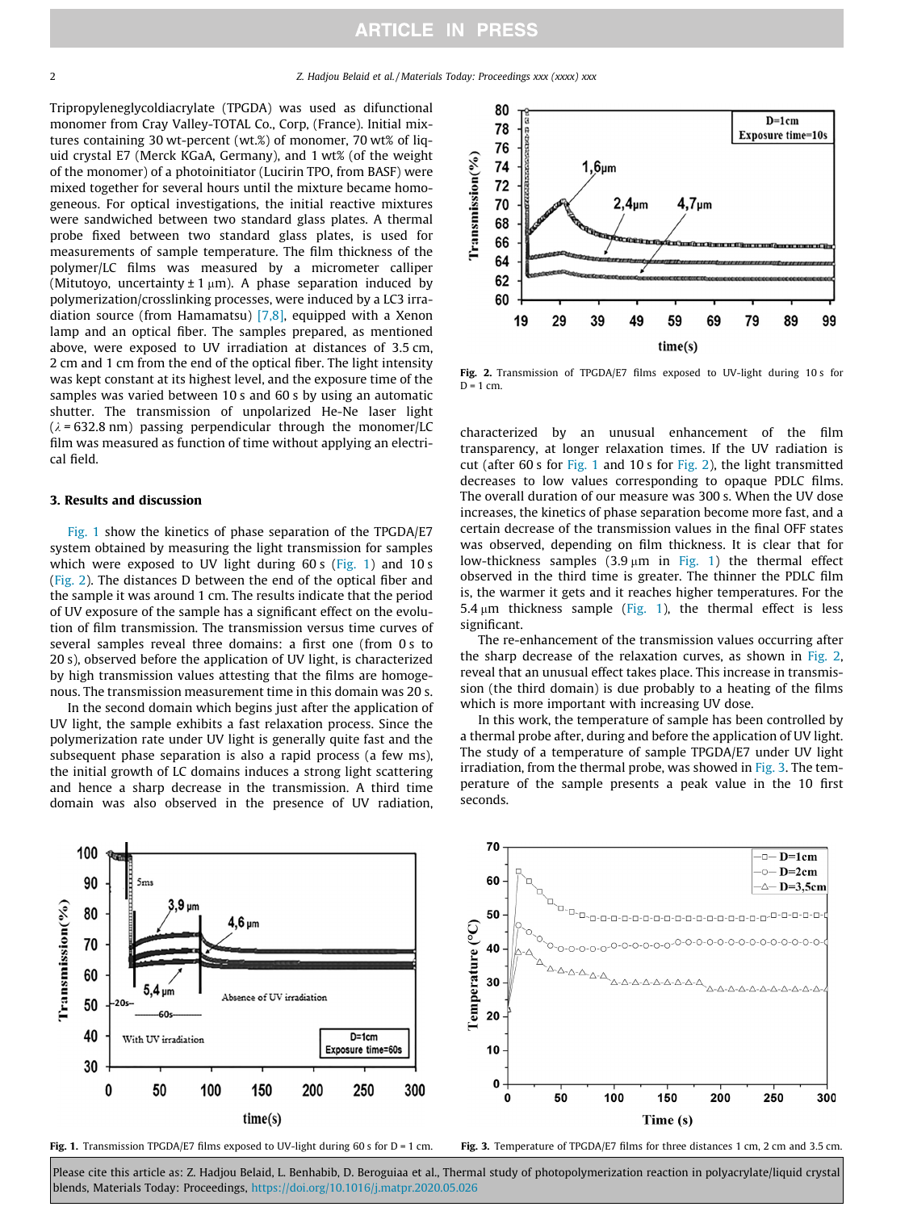Tripropyleneglycoldiacrylate (TPGDA) was used as difunctional monomer from Cray Valley-TOTAL Co., Corp, (France). Initial mixtures containing 30 wt-percent (wt.%) of monomer, 70 wt% of liquid crystal E7 (Merck KGaA, Germany), and 1 wt% (of the weight of the monomer) of a photoinitiator (Lucirin TPO, from BASF) were mixed together for several hours until the mixture became homogeneous. For optical investigations, the initial reactive mixtures were sandwiched between two standard glass plates. A thermal probe fixed between two standard glass plates, is used for measurements of sample temperature. The film thickness of the polymer/LC films was measured by a micrometer calliper (Mitutoyo, uncertainty ± 1 μm). A phase separation induced by polymerization/crosslinking processes, were induced by a LC3 irradiation source (from Hamamatsu) [7,8], equipped with a Xenon lamp and an optical fiber. The samples prepared, as mentioned above, were exposed to UV irradiation at distances of 3.5 cm, 2 cm and 1 cm from the end of the optical fiber. The light intensity was kept constant at its highest level, and the exposure time of the samples was varied between 10 s and 60 s by using an automatic shutter. The transmission of unpolarized He-Ne laser light ($\lambda$ = 632.8 nm) passing perpendicular through the monomer/LC film was measured as function of time without applying an electrical field.

## 3. Results and discussion

Fig. 1 show the kinetics of phase separation of the TPGDA/E7 system obtained by measuring the light transmission for samples which were exposed to UV light during 60 s (Fig. 1) and 10 s (Fig. 2). The distances D between the end of the optical fiber and the sample it was around 1 cm. The results indicate that the period of UV exposure of the sample has a significant effect on the evolution of film transmission. The transmission versus time curves of several samples reveal three domains: a first one (from 0 s to 20 s), observed before the application of UV light, is characterized by high transmission values attesting that the films are homogenous. The transmission measurement time in this domain was 20 s.

In the second domain which begins just after the application of UV light, the sample exhibits a fast relaxation process. Since the polymerization rate under UV light is generally quite fast and the subsequent phase separation is also a rapid process (a few ms), the initial growth of LC domains induces a strong light scattering and hence a sharp decrease in the transmission. A third time domain was also observed in the presence of UV radiation, characterized by an unusual enhancement of the film transparency, at longer relaxation times. If the UV radiation is cut (after 60 s for Fig. 1 and 10 s for Fig. 2), the light transmitted decreases to low values corresponding to opaque PDLC films. The overall duration of our measure was 300 s. When the UV dose increases, the kinetics of phase separation become more fast, and a certain decrease of the transmission values in the final OFF states was observed, depending on film thickness. It is clear that for low-thickness samples (3.9 μm in Fig. 1) the thermal effect observed in the third time is greater. The thinner the PDLC film is, the warmer it gets and it reaches higher temperatures. For the 5.4 μm thickness sample (Fig. 1), the thermal effect is less significant.

The re-enhancement of the transmission values occurring after the sharp decrease of the relaxation curves, as shown in Fig. 2, reveal that an unusual effect takes place. This increase in transmission (the third domain) is due probably to a heating of the films which is more important with increasing UV dose.

In this work, the temperature of sample has been controlled by a thermal probe after, during and before the application of UV light. The study of a temperature of sample TPGDA/E7 under UV light irradiation, from the thermal probe, was showed in Fig. 3. The temperature of the sample presents a peak value in the 10 first seconds.

**Fig. 2.** Transmission of TPGDA/E7 films exposed to UV-light during 10 s for D = 1 cm.

**Fig. 1.** Transmission TPGDA/E7 films exposed to UV-light during 60 s for D = 1 cm.

**Fig. 3.** Temperature of TPGDA/E7 films for three distances 1 cm, 2 cm and 3.5 cm.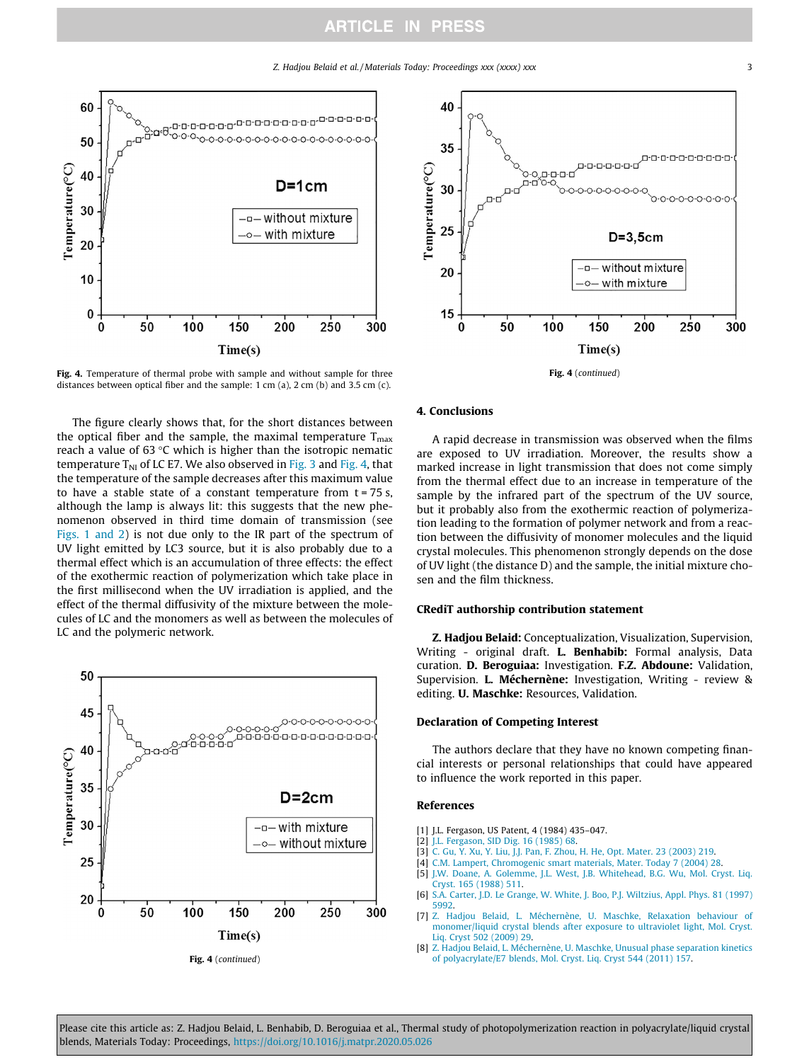60
50
40
30
20
10
0
Temperature(°C)
D=1cm
without mixture
with mixture
0 50 100 150 200 250 300
Time(s)

**Fig. 4.** Temperature of thermal probe with sample and without sample for three distances between optical fiber and the sample: 1 cm (a), 2 cm (b) and 3.5 cm (c).

The figure clearly shows that, for the short distances between the optical fiber and the sample, the maximal temperature $T_{max}$ reach a value of 63 °C which is higher than the isotropic nematic temperature $T_{NI}$ of LC E7. We also observed in Fig. 3 and Fig. 4, that the temperature of the sample decreases after this maximum value to have a stable state of a constant temperature from t = 75 s, although the lamp is always lit: this suggests that the new phenomenon observed in third time domain of transmission (see Figs. 1 and 2) is not due only to the IR part of the spectrum of UV light emitted by LC3 source, but it is also probably due to a thermal effect which is an accumulation of three effects: the effect of the exothermic reaction of polymerization which take place in the first millisecond when the UV irradiation is applied, and the effect of the thermal diffusivity of the mixture between the molecules of LC and the monomers as well as between the molecules of LC and the polymeric network.

50
45
40
35
30
25
20
Temperature(°C)
D=2cm
with mixture
without mixture
0 50 100 150 200 250 300
Time(s)

**Fig. 4** (*continued*)

40
35
30
25
20
15
Temperature(°C)
D=3,5cm
without mixture
with mixture
0 50 100 150 200 250 300
Time(s)

**Fig. 4** (*continued*)

## 4. Conclusions

A rapid decrease in transmission was observed when the films are exposed to UV irradiation. Moreover, the results show a marked increase in light transmission that does not come simply from the thermal effect due to an increase in temperature of the sample by the infrared part of the spectrum of the UV source, but it probably also from the exothermic reaction of polymerization leading to the formation of polymer network and from a reaction between the diffusivity of monomer molecules and the liquid crystal molecules. This phenomenon strongly depends on the dose of UV light (the distance D) and the sample, the initial mixture chosen and the film thickness.

## CRediT authorship contribution statement

**Z. Hadjou Belaid:** Conceptualization, Visualization, Supervision, Writing - original draft. **L. Benhabib:** Formal analysis, Data curation. **D. Beroguiaa:** Investigation. **F.Z. Abdoune:** Validation, Supervision. **L. Méchernène:** Investigation, Writing - review & editing. **U. Maschke:** Resources, Validation.

## Declaration of Competing Interest

The authors declare that they have no known competing financial interests or personal relationships that could have appeared to influence the work reported in this paper.

## References

[1] J.L. Fergason, US Patent, 4 (1984) 435–047.
[2] J.L. Fergason, SID Dig. 16 (1985) 68.
[3] C. Gu, Y. Xu, Y. Liu, J.J. Pan, F. Zhou, H. He, Opt. Mater. 23 (2003) 219.
[4] C.M. Lampert, Chromogenic smart materials, Mater. Today 7 (2004) 28.
[5] J.W. Doane, A. Golemme, J.L. West, J.B. Whitehead, B.G. Wu, Mol. Cryst. Liq. Cryst. 165 (1988) 511.
[6] S.A. Carter, J.D. Le Grange, W. White, J. Boo, P.J. Wiltzius, Appl. Phys. 81 (1997) 5992.
[7] Z. Hadjou Belaid, L. Méchernène, U. Maschke, Relaxation behaviour of monomer/liquid crystal blends after exposure to ultraviolet light, Mol. Cryst. Liq. Cryst 502 (2009) 29.
[8] Z. Hadjou Belaid, L. Méchernène, U. Maschke, Unusual phase separation kinetics of polyacrylate/E7 blends, Mol. Cryst. Liq. Cryst 544 (2011) 157.